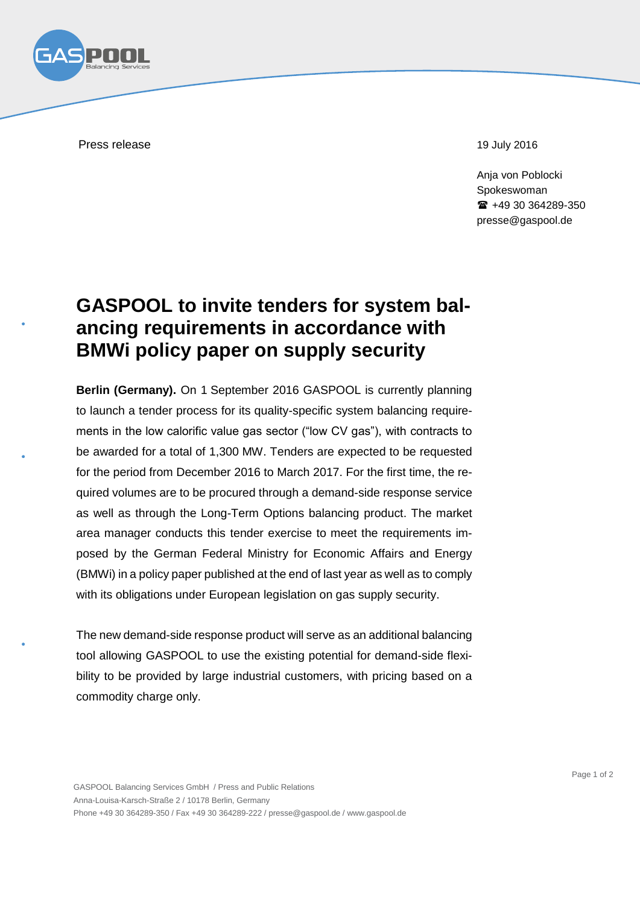Press release

19 July 2016

Anja von Poblocki
Spokeswoman
☎ +49 30 364289-350
presse@gaspool.de

# GASPOOL to invite tenders for system balancing requirements in accordance with BMWi policy paper on supply security

**Berlin (Germany).** On 1 September 2016 GASPOOL is currently planning to launch a tender process for its quality-specific system balancing requirements in the low calorific value gas sector ("low CV gas"), with contracts to be awarded for a total of 1,300 MW. Tenders are expected to be requested for the period from December 2016 to March 2017. For the first time, the required volumes are to be procured through a demand-side response service as well as through the Long-Term Options balancing product. The market area manager conducts this tender exercise to meet the requirements imposed by the German Federal Ministry for Economic Affairs and Energy (BMWi) in a policy paper published at the end of last year as well as to comply with its obligations under European legislation on gas supply security.

The new demand-side response product will serve as an additional balancing tool allowing GASPOOL to use the existing potential for demand-side flexibility to be provided by large industrial customers, with pricing based on a commodity charge only.

GASPOOL Balancing Services GmbH / Press and Public Relations
Anna-Louisa-Karsch-Straße 2 / 10178 Berlin, Germany
Phone +49 30 364289-350 / Fax +49 30 364289-222 / presse@gaspool.de / www.gaspool.de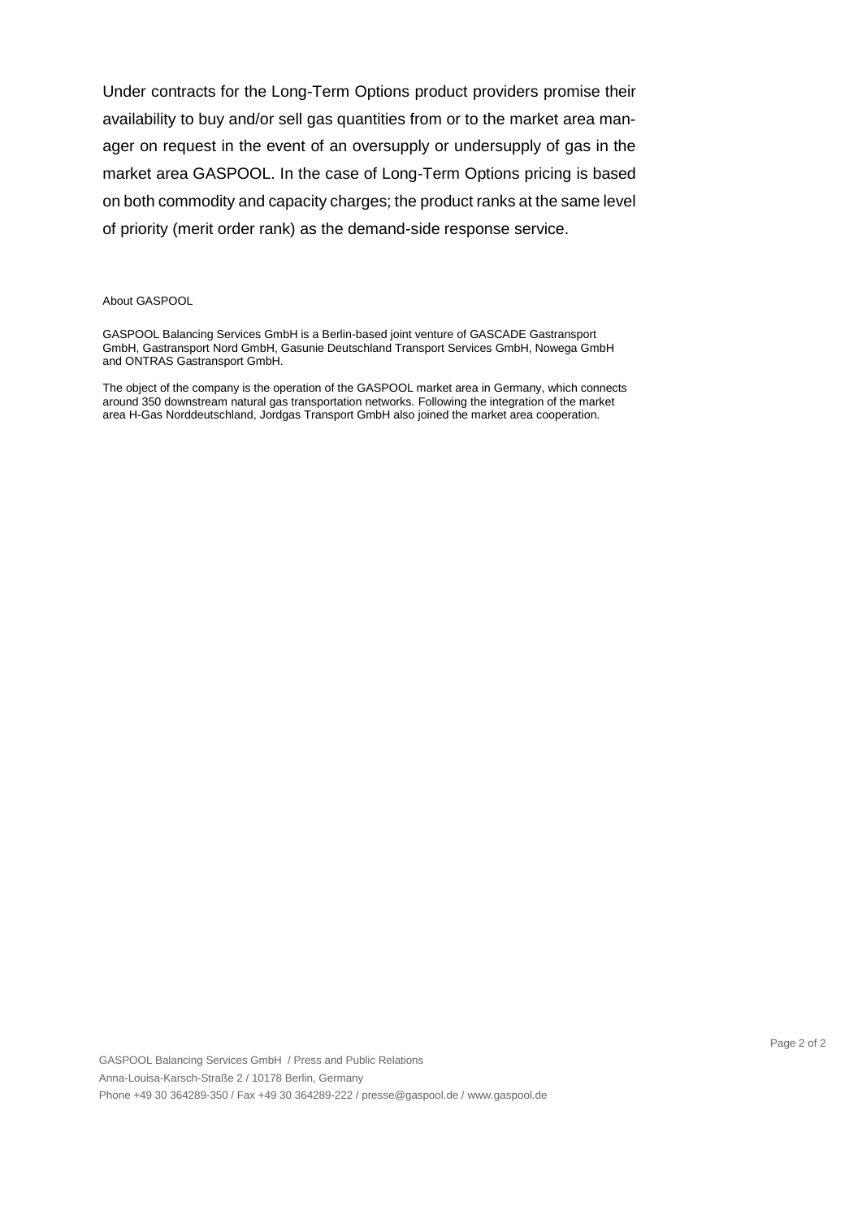Under contracts for the Long-Term Options product providers promise their availability to buy and/or sell gas quantities from or to the market area manager on request in the event of an oversupply or undersupply of gas in the market area GASPOOL. In the case of Long-Term Options pricing is based on both commodity and capacity charges; the product ranks at the same level of priority (merit order rank) as the demand-side response service.

About GASPOOL

GASPOOL Balancing Services GmbH is a Berlin-based joint venture of GASCADE Gastransport GmbH, Gastransport Nord GmbH, Gasunie Deutschland Transport Services GmbH, Nowega GmbH and ONTRAS Gastransport GmbH.

The object of the company is the operation of the GASPOOL market area in Germany, which connects around 350 downstream natural gas transportation networks. Following the integration of the market area H-Gas Norddeutschland, Jordgas Transport GmbH also joined the market area cooperation.

GASPOOL Balancing Services GmbH / Press and Public Relations
Anna-Louisa-Karsch-Straße 2 / 10178 Berlin, Germany
Phone +49 30 364289-350 / Fax +49 30 364289-222 / presse@gaspool.de / www.gaspool.de